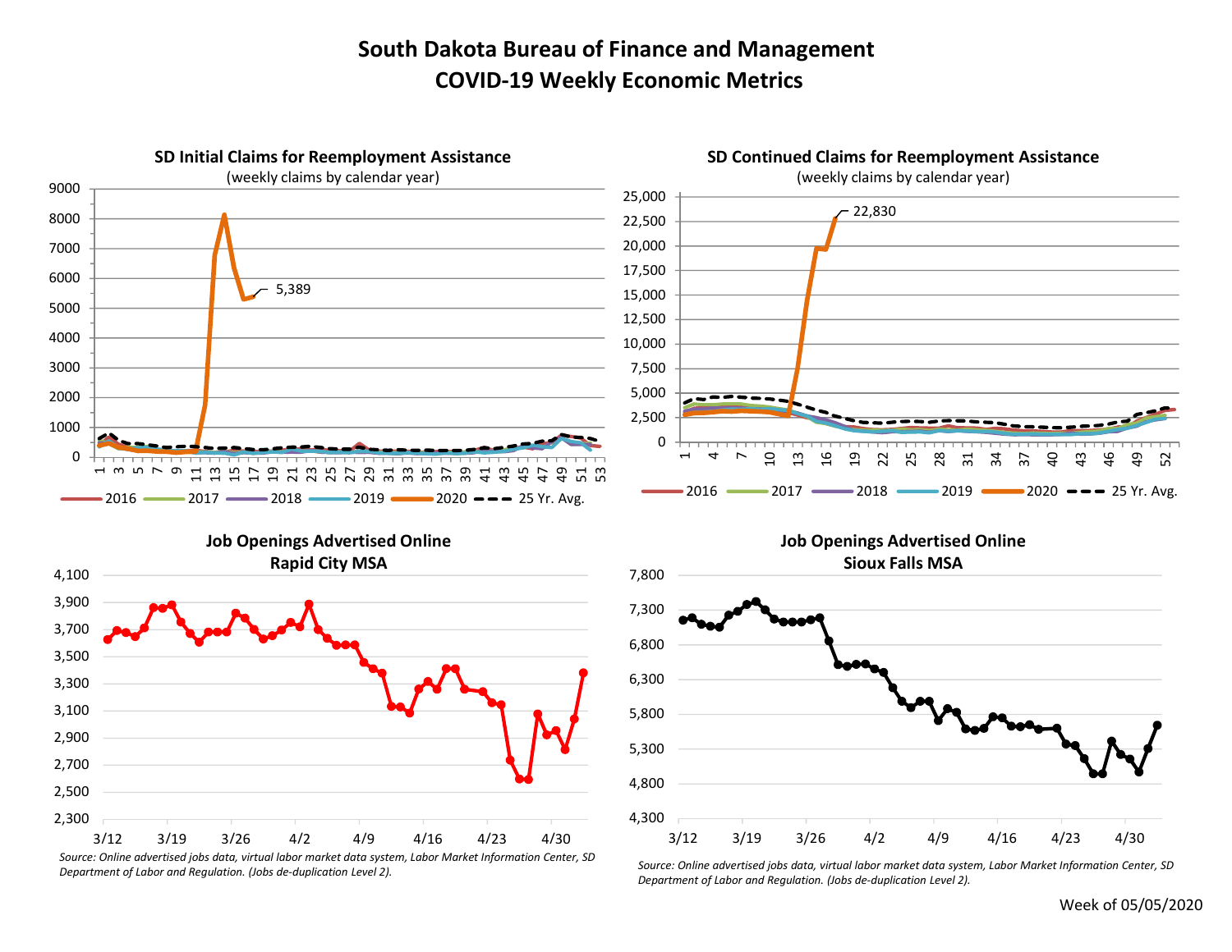# South Dakota Bureau of Finance and Management
# COVID-19 Weekly Economic Metrics

### SD Initial Claims for Reemployment Assistance
(weekly claims by calendar year)

5,389

2016 | 2017 | 2018 | 2019 | 2020 | 25 Yr. Avg.

### SD Continued Claims for Reemployment Assistance
(weekly claims by calendar year)

22,830

2016 | 2017 | 2018 | 2019 | 2020 | 25 Yr. Avg.

### Job Openings Advertised Online
### Rapid City MSA

*Source: Online advertised jobs data, virtual labor market data system, Labor Market Information Center, SD Department of Labor and Regulation. (Jobs de-duplication Level 2).*

### Job Openings Advertised Online
### Sioux Falls MSA

*Source: Online advertised jobs data, virtual labor market data system, Labor Market Information Center, SD Department of Labor and Regulation. (Jobs de-duplication Level 2).*

Week of 05/05/2020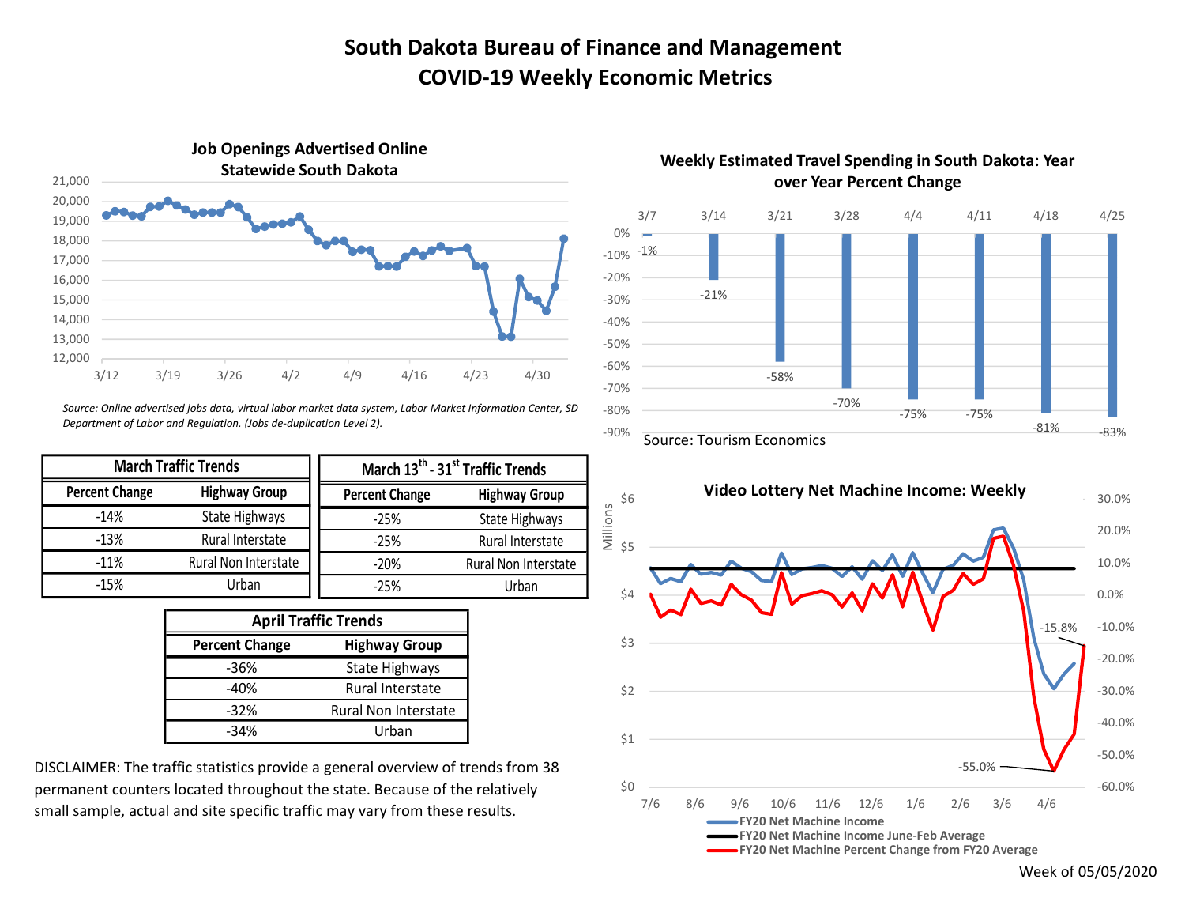# South Dakota Bureau of Finance and Management
# COVID-19 Weekly Economic Metrics

### Job Openings Advertised Online
### Statewide South Dakota

21,000
20,000
19,000
18,000
17,000
16,000
15,000
14,000
13,000
12,000

3/12 3/19 3/26 4/2 4/9 4/16 4/23 4/30

*Source: Online advertised jobs data, virtual labor market data system, Labor Market Information Center, SD Department of Labor and Regulation. (Jobs de-duplication Level 2).*

### Weekly Estimated Travel Spending in South Dakota: Year over Year Percent Change

3/7 3/14 3/21 3/28 4/4 4/11 4/18 4/25

0%
-10%
-20%
-30%
-40%
-50%
-60%
-70%
-80%
-90%

-1%
-21%
-58%
-70%
-75%
-75%
-81%
-83%

Source: Tourism Economics

| March Traffic Trends | |
|---|---|
| **Percent Change** | **Highway Group** |
| -14% | State Highways |
| -13% | Rural Interstate |
| -11% | Rural Non Interstate |
| -15% | Urban |

| March 13th - 31st Traffic Trends | |
|---|---|
| **Percent Change** | **Highway Group** |
| -25% | State Highways |
| -25% | Rural Interstate |
| -20% | Rural Non Interstate |
| -25% | Urban |

| April Traffic Trends | |
|---|---|
| **Percent Change** | **Highway Group** |
| -36% | State Highways |
| -40% | Rural Interstate |
| -32% | Rural Non Interstate |
| -34% | Urban |

DISCLAIMER: The traffic statistics provide a general overview of trends from 38 permanent counters located throughout the state. Because of the relatively small sample, actual and site specific traffic may vary from these results.

### Video Lottery Net Machine Income: Weekly

Millions

$6
$5
$4
$3
$2
$1
$0

30.0%
20.0%
10.0%
0.0%
-10.0%
-20.0%
-30.0%
-40.0%
-50.0%
-60.0%

-15.8%
-55.0%

7/6 8/6 9/6 10/6 11/6 12/6 1/6 2/6 3/6 4/6

FY20 Net Machine Income
FY20 Net Machine Income June-Feb Average
FY20 Net Machine Percent Change from FY20 Average

Week of 05/05/2020